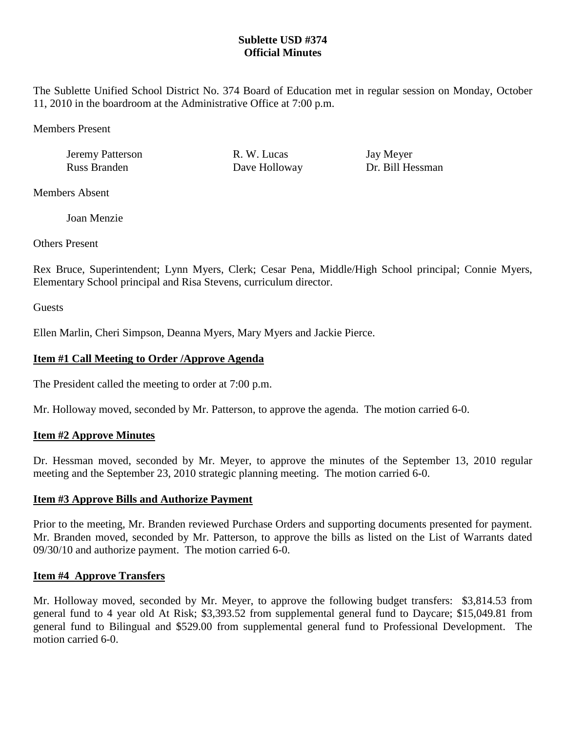**Sublette USD #374**
**Official Minutes**

The Sublette Unified School District No. 374 Board of Education met in regular session on Monday, October 11, 2010 in the boardroom at the Administrative Office at 7:00 p.m.

Members Present

| | | |
|---|---|---|
| Jeremy Patterson | R. W. Lucas | Jay Meyer |
| Russ Branden | Dave Holloway | Dr. Bill Hessman |

Members Absent

Joan Menzie

Others Present

Rex Bruce, Superintendent; Lynn Myers, Clerk; Cesar Pena, Middle/High School principal; Connie Myers, Elementary School principal and Risa Stevens, curriculum director.

Guests

Ellen Marlin, Cheri Simpson, Deanna Myers, Mary Myers and Jackie Pierce.

**Item #1 Call Meeting to Order /Approve Agenda**

The President called the meeting to order at 7:00 p.m.

Mr. Holloway moved, seconded by Mr. Patterson, to approve the agenda. The motion carried 6-0.

**Item #2 Approve Minutes**

Dr. Hessman moved, seconded by Mr. Meyer, to approve the minutes of the September 13, 2010 regular meeting and the September 23, 2010 strategic planning meeting. The motion carried 6-0.

**Item #3 Approve Bills and Authorize Payment**

Prior to the meeting, Mr. Branden reviewed Purchase Orders and supporting documents presented for payment. Mr. Branden moved, seconded by Mr. Patterson, to approve the bills as listed on the List of Warrants dated 09/30/10 and authorize payment. The motion carried 6-0.

**Item #4 Approve Transfers**

Mr. Holloway moved, seconded by Mr. Meyer, to approve the following budget transfers: $3,814.53 from general fund to 4 year old At Risk; $3,393.52 from supplemental general fund to Daycare; $15,049.81 from general fund to Bilingual and $529.00 from supplemental general fund to Professional Development. The motion carried 6-0.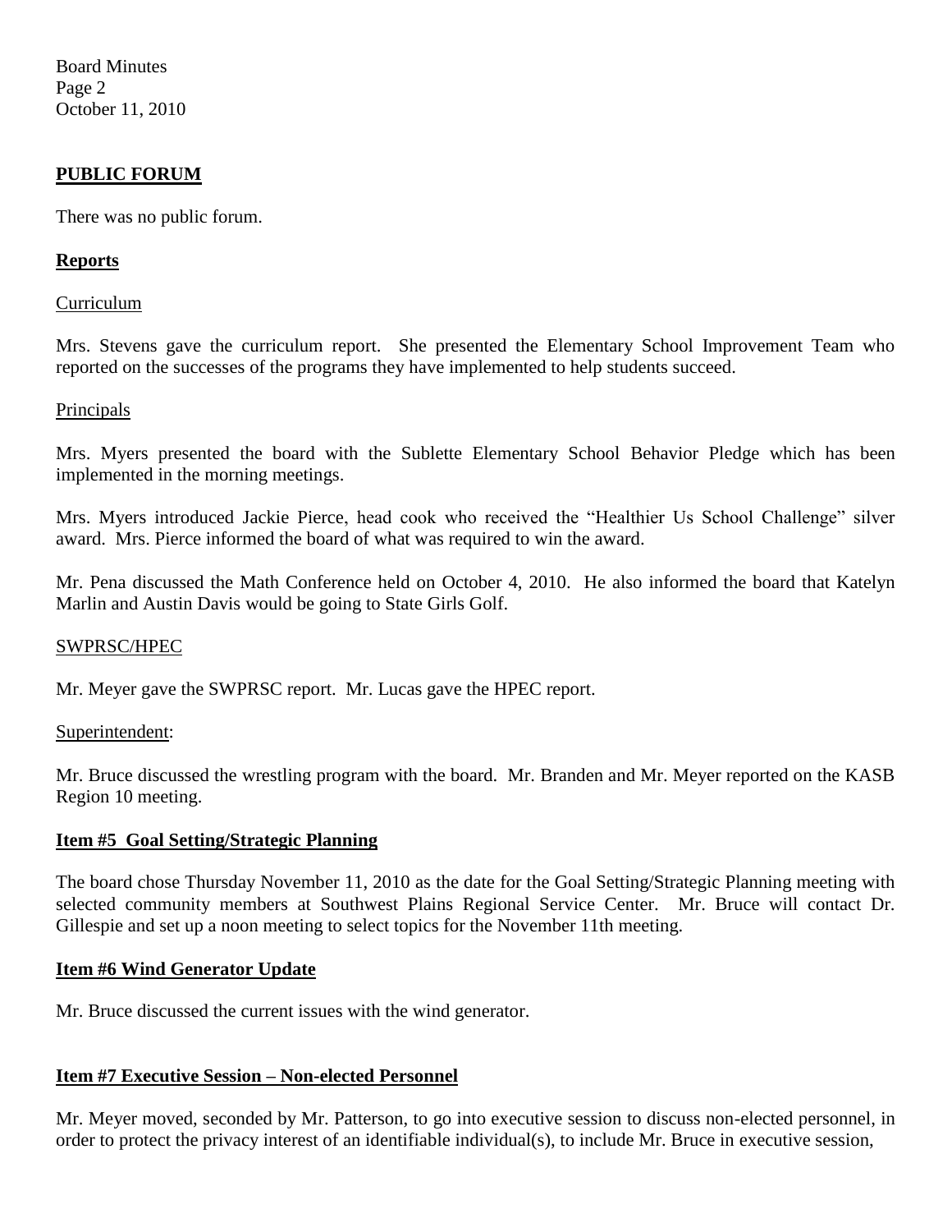## PUBLIC FORUM

There was no public forum.

## Reports

Curriculum

Mrs. Stevens gave the curriculum report. She presented the Elementary School Improvement Team who reported on the successes of the programs they have implemented to help students succeed.

Principals

Mrs. Myers presented the board with the Sublette Elementary School Behavior Pledge which has been implemented in the morning meetings.

Mrs. Myers introduced Jackie Pierce, head cook who received the "Healthier Us School Challenge" silver award. Mrs. Pierce informed the board of what was required to win the award.

Mr. Pena discussed the Math Conference held on October 4, 2010. He also informed the board that Katelyn Marlin and Austin Davis would be going to State Girls Golf.

SWPRSC/HPEC

Mr. Meyer gave the SWPRSC report. Mr. Lucas gave the HPEC report.

Superintendent:

Mr. Bruce discussed the wrestling program with the board. Mr. Branden and Mr. Meyer reported on the KASB Region 10 meeting.

## Item #5 Goal Setting/Strategic Planning

The board chose Thursday November 11, 2010 as the date for the Goal Setting/Strategic Planning meeting with selected community members at Southwest Plains Regional Service Center. Mr. Bruce will contact Dr. Gillespie and set up a noon meeting to select topics for the November 11th meeting.

## Item #6 Wind Generator Update

Mr. Bruce discussed the current issues with the wind generator.

## Item #7 Executive Session – Non-elected Personnel

Mr. Meyer moved, seconded by Mr. Patterson, to go into executive session to discuss non-elected personnel, in order to protect the privacy interest of an identifiable individual(s), to include Mr. Bruce in executive session,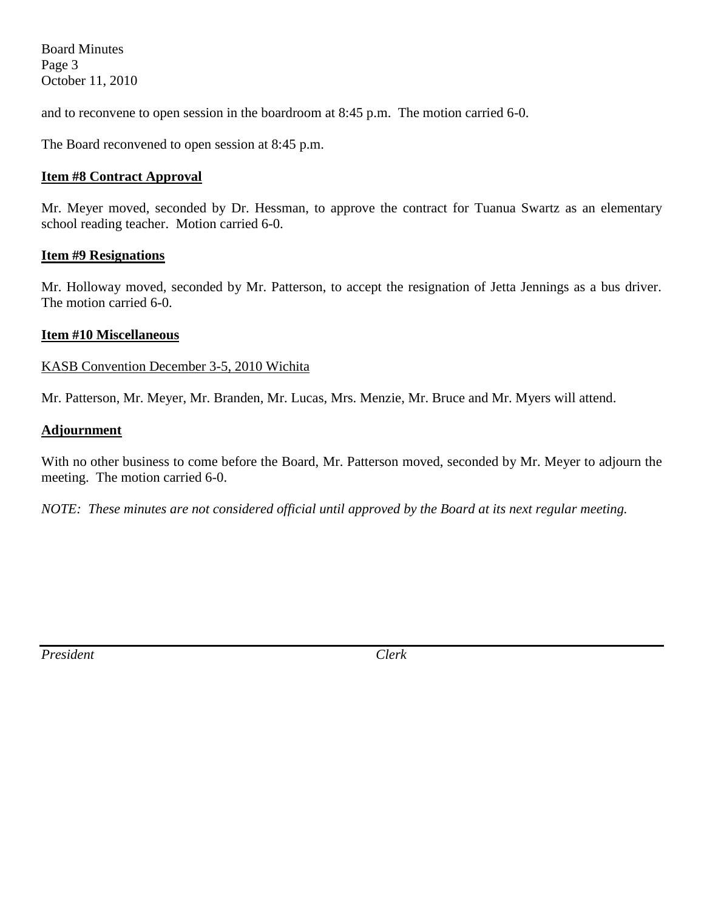and to reconvene to open session in the boardroom at 8:45 p.m. The motion carried 6-0.

The Board reconvened to open session at 8:45 p.m.

**Item #8 Contract Approval**

Mr. Meyer moved, seconded by Dr. Hessman, to approve the contract for Tuanua Swartz as an elementary school reading teacher. Motion carried 6-0.

**Item #9 Resignations**

Mr. Holloway moved, seconded by Mr. Patterson, to accept the resignation of Jetta Jennings as a bus driver. The motion carried 6-0.

**Item #10 Miscellaneous**

KASB Convention December 3-5, 2010 Wichita

Mr. Patterson, Mr. Meyer, Mr. Branden, Mr. Lucas, Mrs. Menzie, Mr. Bruce and Mr. Myers will attend.

**Adjournment**

With no other business to come before the Board, Mr. Patterson moved, seconded by Mr. Meyer to adjourn the meeting. The motion carried 6-0.

*NOTE: These minutes are not considered official until approved by the Board at its next regular meeting.*

*President* *Clerk*